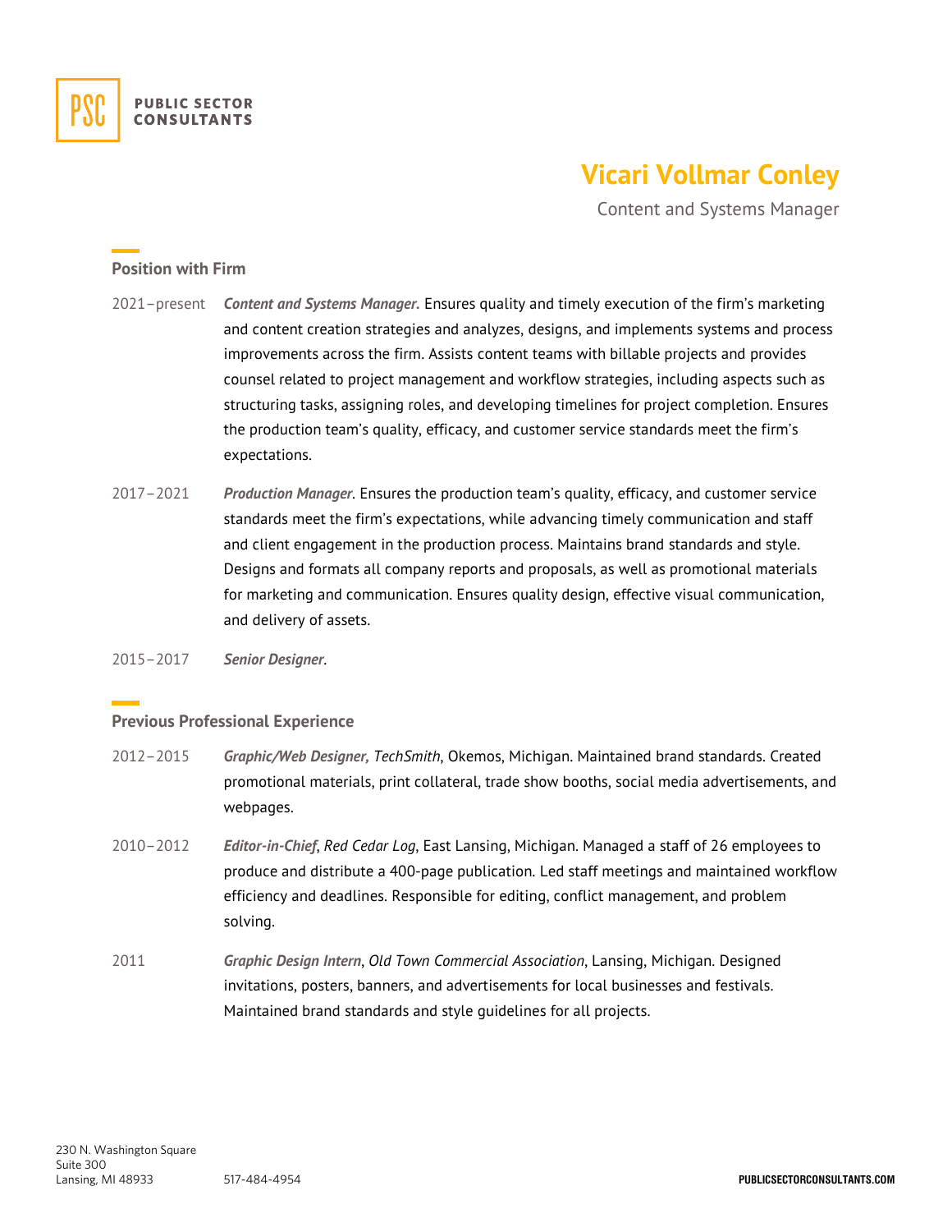PUBLIC SECTOR CONSULTANTS

# Vicari Vollmar Conley

Content and Systems Manager

## Position with Firm

2021–present ***Content and Systems Manager.*** Ensures quality and timely execution of the firm's marketing and content creation strategies and analyzes, designs, and implements systems and process improvements across the firm. Assists content teams with billable projects and provides counsel related to project management and workflow strategies, including aspects such as structuring tasks, assigning roles, and developing timelines for project completion. Ensures the production team's quality, efficacy, and customer service standards meet the firm's expectations.

2017–2021 ***Production Manager***. Ensures the production team's quality, efficacy, and customer service standards meet the firm's expectations, while advancing timely communication and staff and client engagement in the production process. Maintains brand standards and style. Designs and formats all company reports and proposals, as well as promotional materials for marketing and communication. Ensures quality design, effective visual communication, and delivery of assets.

2015–2017 ***Senior Designer***.

## Previous Professional Experience

2012–2015 ***Graphic/Web Designer,*** *TechSmith*, Okemos, Michigan. Maintained brand standards. Created promotional materials, print collateral, trade show booths, social media advertisements, and webpages.

2010–2012 ***Editor-in-Chief***, *Red Cedar Log*, East Lansing, Michigan. Managed a staff of 26 employees to produce and distribute a 400-page publication. Led staff meetings and maintained workflow efficiency and deadlines. Responsible for editing, conflict management, and problem solving.

2011 ***Graphic Design Intern***, *Old Town Commercial Association*, Lansing, Michigan. Designed invitations, posters, banners, and advertisements for local businesses and festivals. Maintained brand standards and style guidelines for all projects.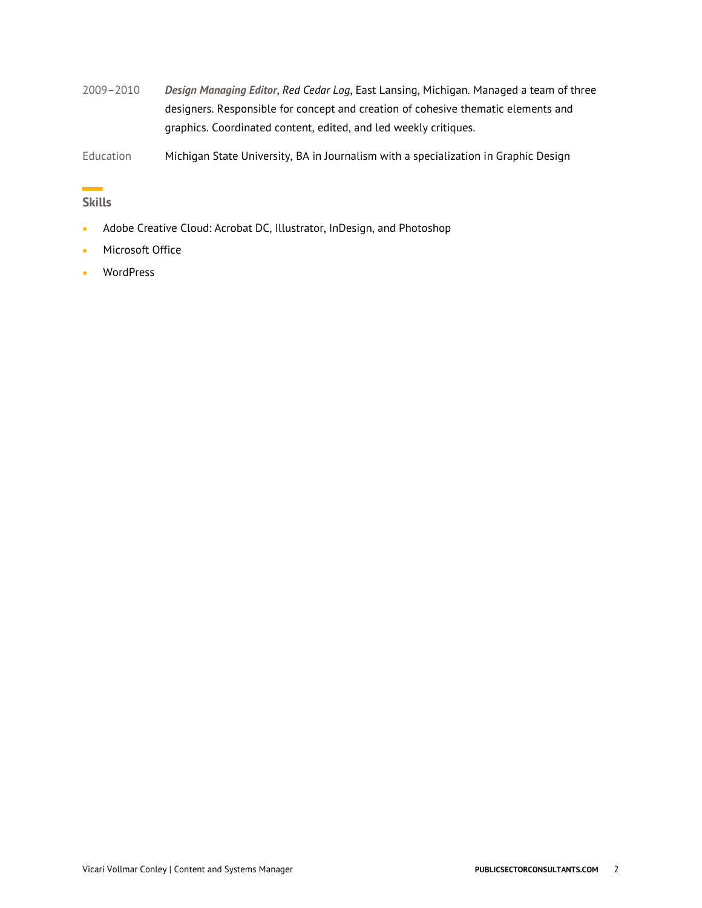2009–2010 ***Design Managing Editor***, *Red Cedar Log*, East Lansing, Michigan. Managed a team of three designers. Responsible for concept and creation of cohesive thematic elements and graphics. Coordinated content, edited, and led weekly critiques.

Education Michigan State University, BA in Journalism with a specialization in Graphic Design

## Skills

- Adobe Creative Cloud: Acrobat DC, Illustrator, InDesign, and Photoshop
- Microsoft Office
- WordPress